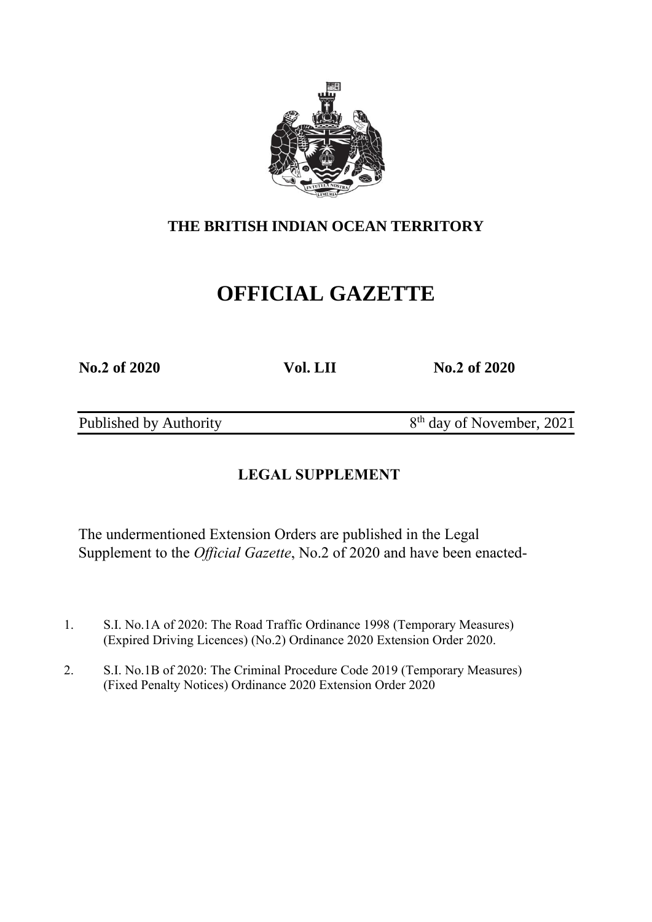**THE BRITISH INDIAN OCEAN TERRITORY**

# OFFICIAL GAZETTE

**No.2 of 2020** **Vol. LII** **No.2 of 2020**

Published by Authority 8th day of November, 2021

## LEGAL SUPPLEMENT

The undermentioned Extension Orders are published in the Legal Supplement to the *Official Gazette*, No.2 of 2020 and have been enacted-

1. S.I. No.1A of 2020: The Road Traffic Ordinance 1998 (Temporary Measures) (Expired Driving Licences) (No.2) Ordinance 2020 Extension Order 2020.

2. S.I. No.1B of 2020: The Criminal Procedure Code 2019 (Temporary Measures) (Fixed Penalty Notices) Ordinance 2020 Extension Order 2020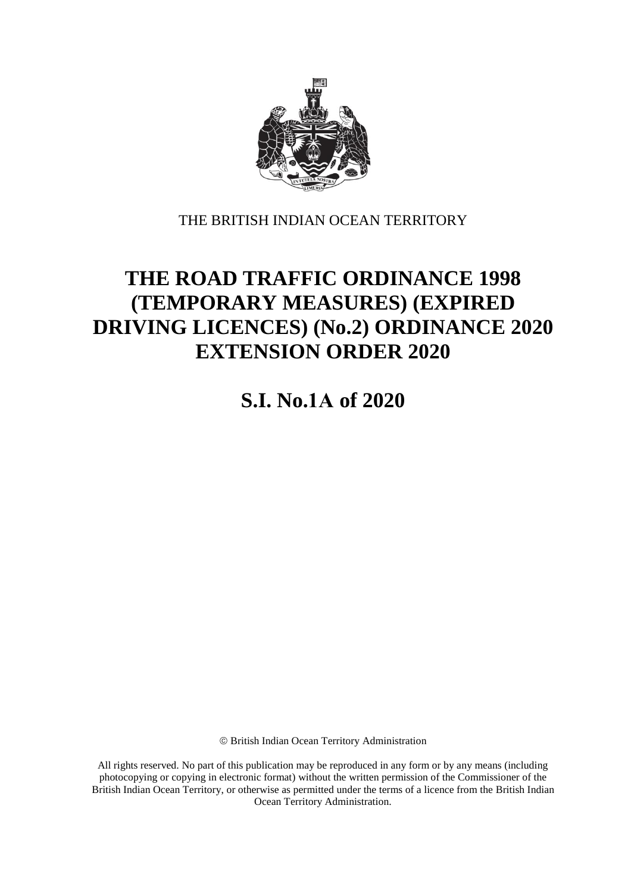THE BRITISH INDIAN OCEAN TERRITORY

# THE ROAD TRAFFIC ORDINANCE 1998 (TEMPORARY MEASURES) (EXPIRED DRIVING LICENCES) (No.2) ORDINANCE 2020 EXTENSION ORDER 2020

## S.I. No.1A of 2020

© British Indian Ocean Territory Administration

All rights reserved. No part of this publication may be reproduced in any form or by any means (including photocopying or copying in electronic format) without the written permission of the Commissioner of the British Indian Ocean Territory, or otherwise as permitted under the terms of a licence from the British Indian Ocean Territory Administration.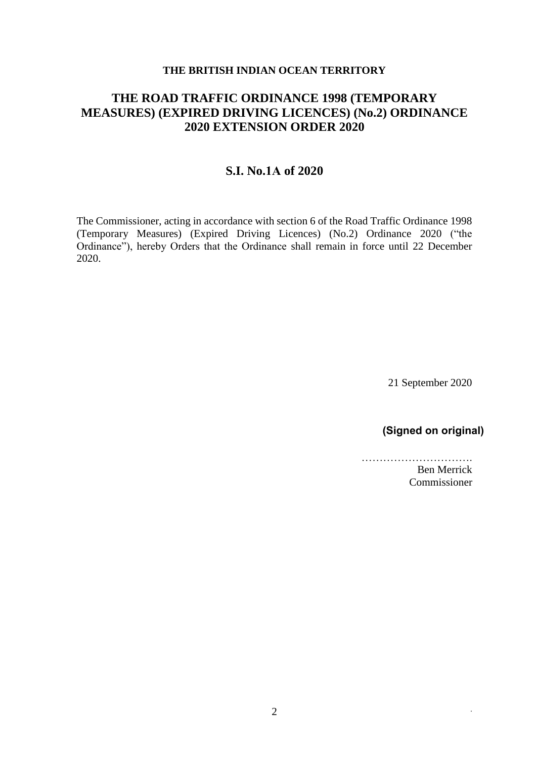**THE BRITISH INDIAN OCEAN TERRITORY**

# THE ROAD TRAFFIC ORDINANCE 1998 (TEMPORARY MEASURES) (EXPIRED DRIVING LICENCES) (No.2) ORDINANCE 2020 EXTENSION ORDER 2020

## S.I. No.1A of 2020

The Commissioner, acting in accordance with section 6 of the Road Traffic Ordinance 1998 (Temporary Measures) (Expired Driving Licences) (No.2) Ordinance 2020 ("the Ordinance"), hereby Orders that the Ordinance shall remain in force until 22 December 2020.

21 September 2020

**(Signed on original)**

………………………….
Ben Merrick
Commissioner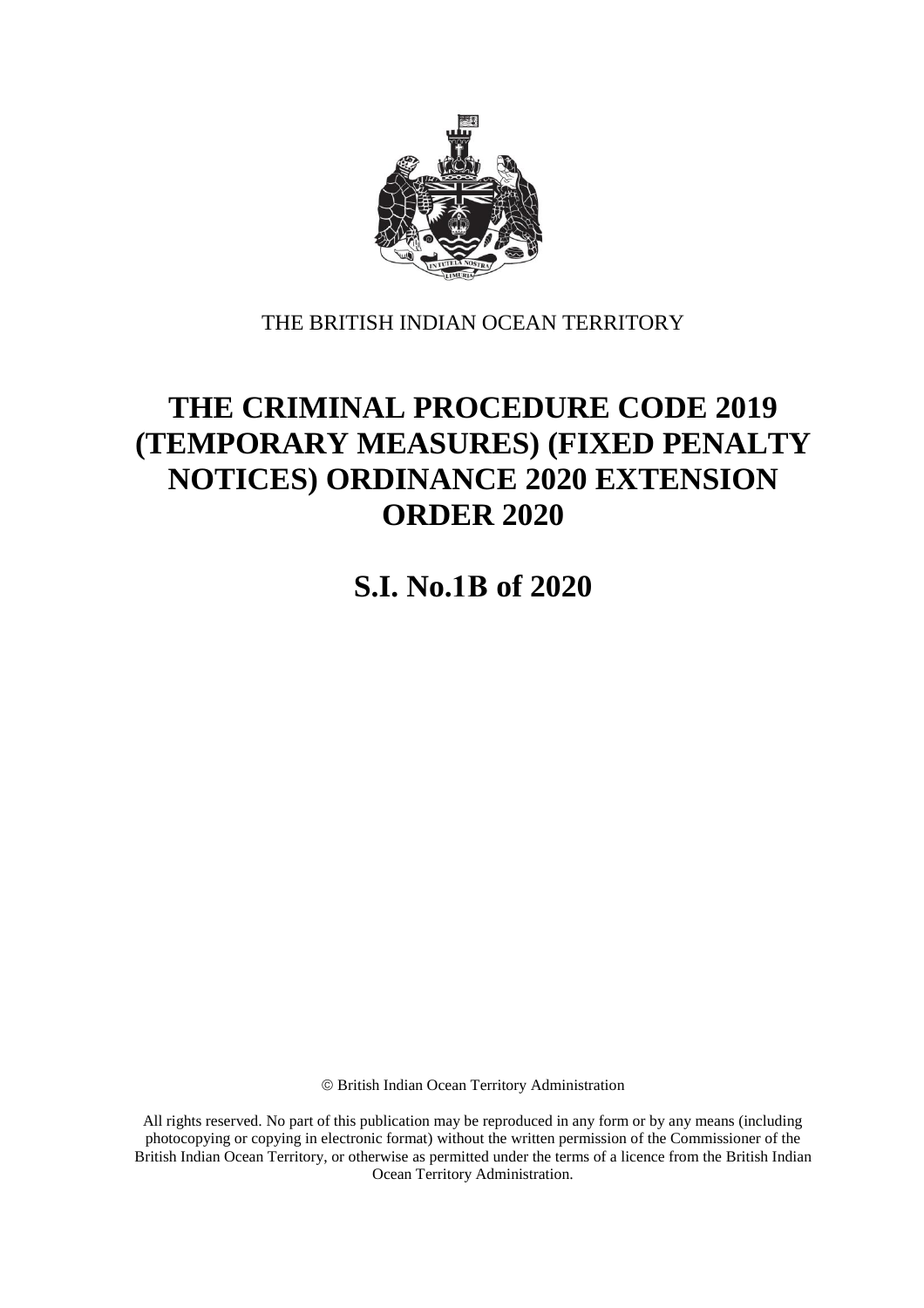THE BRITISH INDIAN OCEAN TERRITORY

# THE CRIMINAL PROCEDURE CODE 2019 (TEMPORARY MEASURES) (FIXED PENALTY NOTICES) ORDINANCE 2020 EXTENSION ORDER 2020

## S.I. No.1B of 2020

© British Indian Ocean Territory Administration

All rights reserved. No part of this publication may be reproduced in any form or by any means (including photocopying or copying in electronic format) without the written permission of the Commissioner of the British Indian Ocean Territory, or otherwise as permitted under the terms of a licence from the British Indian Ocean Territory Administration.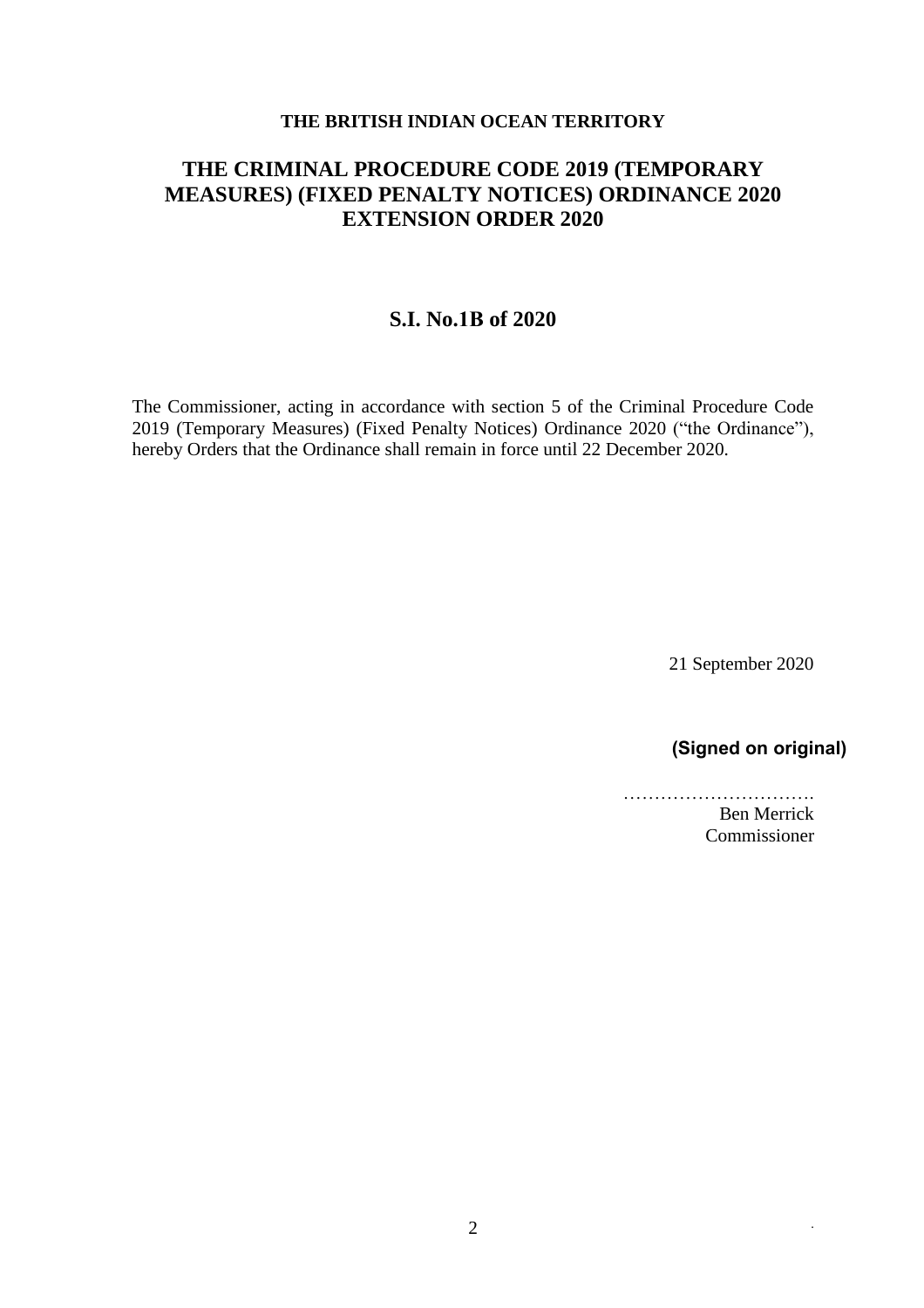**THE BRITISH INDIAN OCEAN TERRITORY**

# THE CRIMINAL PROCEDURE CODE 2019 (TEMPORARY MEASURES) (FIXED PENALTY NOTICES) ORDINANCE 2020 EXTENSION ORDER 2020

## S.I. No.1B of 2020

The Commissioner, acting in accordance with section 5 of the Criminal Procedure Code 2019 (Temporary Measures) (Fixed Penalty Notices) Ordinance 2020 ("the Ordinance"), hereby Orders that the Ordinance shall remain in force until 22 December 2020.

21 September 2020

**(Signed on original)**

………………………….
Ben Merrick
Commissioner